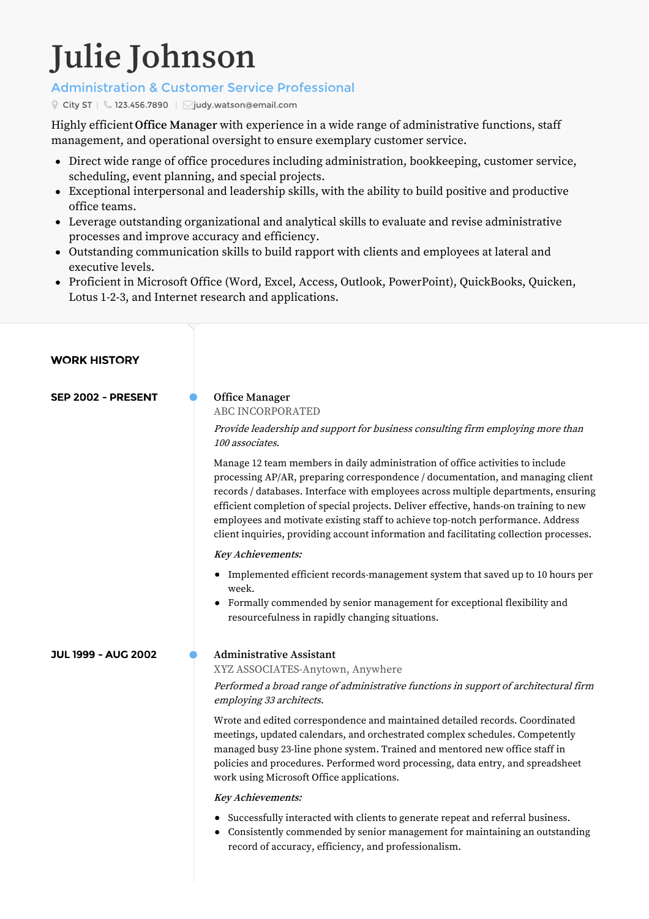# Julie Johnson

**Administration & Customer Service Professional**

City ST | 123.456.7890 | judy.watson@email.com

Highly efficient **Office Manager** with experience in a wide range of administrative functions, staff management, and operational oversight to ensure exemplary customer service.

- Direct wide range of office procedures including administration, bookkeeping, customer service, scheduling, event planning, and special projects.
- Exceptional interpersonal and leadership skills, with the ability to build positive and productive office teams.
- Leverage outstanding organizational and analytical skills to evaluate and revise administrative processes and improve accuracy and efficiency.
- Outstanding communication skills to build rapport with clients and employees at lateral and executive levels.
- Proficient in Microsoft Office (Word, Excel, Access, Outlook, PowerPoint), QuickBooks, Quicken, Lotus 1-2-3, and Internet research and applications.

## WORK HISTORY

### SEP 2002 - PRESENT

**Office Manager**

ABC INCORPORATED

*Provide leadership and support for business consulting firm employing more than 100 associates.*

Manage 12 team members in daily administration of office activities to include processing AP/AR, preparing correspondence / documentation, and managing client records / databases. Interface with employees across multiple departments, ensuring efficient completion of special projects. Deliver effective, hands-on training to new employees and motivate existing staff to achieve top-notch performance. Address client inquiries, providing account information and facilitating collection processes.

*Key Achievements:*

- Implemented efficient records-management system that saved up to 10 hours per week.
- Formally commended by senior management for exceptional flexibility and resourcefulness in rapidly changing situations.

### JUL 1999 - AUG 2002

**Administrative Assistant**

XYZ ASSOCIATES-Anytown, Anywhere

*Performed a broad range of administrative functions in support of architectural firm employing 33 architects.*

Wrote and edited correspondence and maintained detailed records. Coordinated meetings, updated calendars, and orchestrated complex schedules. Competently managed busy 23-line phone system. Trained and mentored new office staff in policies and procedures. Performed word processing, data entry, and spreadsheet work using Microsoft Office applications.

*Key Achievements:*

- Successfully interacted with clients to generate repeat and referral business.
- Consistently commended by senior management for maintaining an outstanding record of accuracy, efficiency, and professionalism.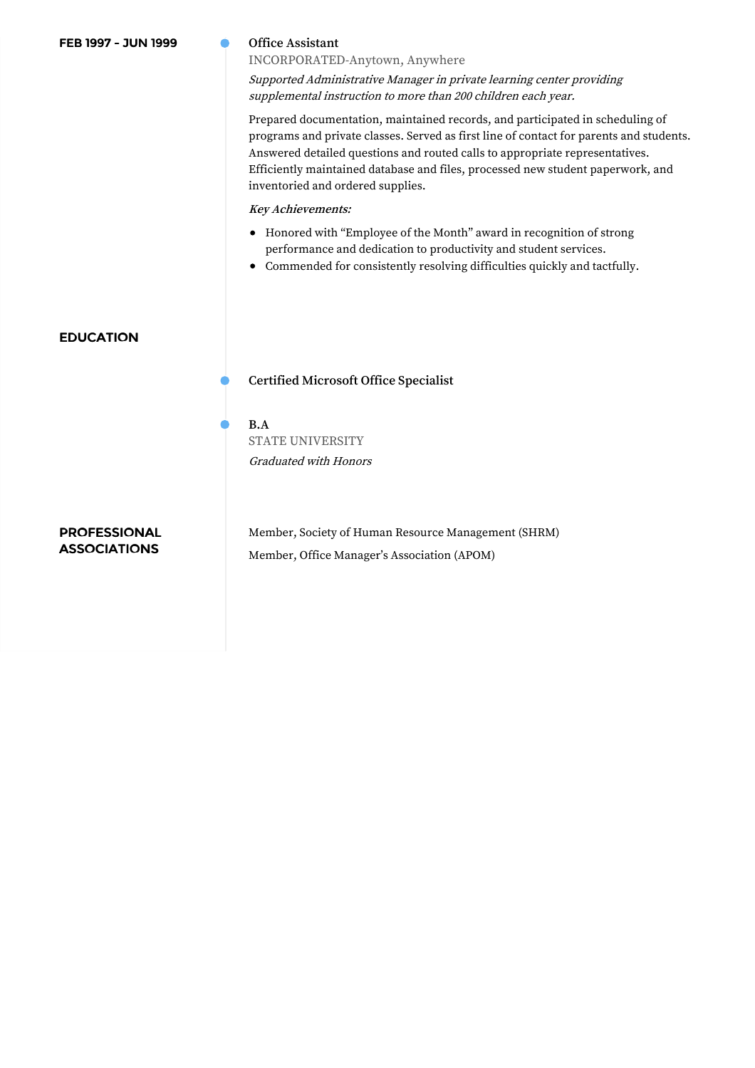**FEB 1997 - JUN 1999**

### Office Assistant

INCORPORATED-Anytown, Anywhere

*Supported Administrative Manager in private learning center providing supplemental instruction to more than 200 children each year.*

Prepared documentation, maintained records, and participated in scheduling of programs and private classes. Served as first line of contact for parents and students. Answered detailed questions and routed calls to appropriate representatives. Efficiently maintained database and files, processed new student paperwork, and inventoried and ordered supplies.

*Key Achievements:*

- Honored with "Employee of the Month" award in recognition of strong performance and dedication to productivity and student services.
- Commended for consistently resolving difficulties quickly and tactfully.

## EDUCATION

**Certified Microsoft Office Specialist**

**B.A**

STATE UNIVERSITY

*Graduated with Honors*

## PROFESSIONAL ASSOCIATIONS

Member, Society of Human Resource Management (SHRM)

Member, Office Manager's Association (APOM)